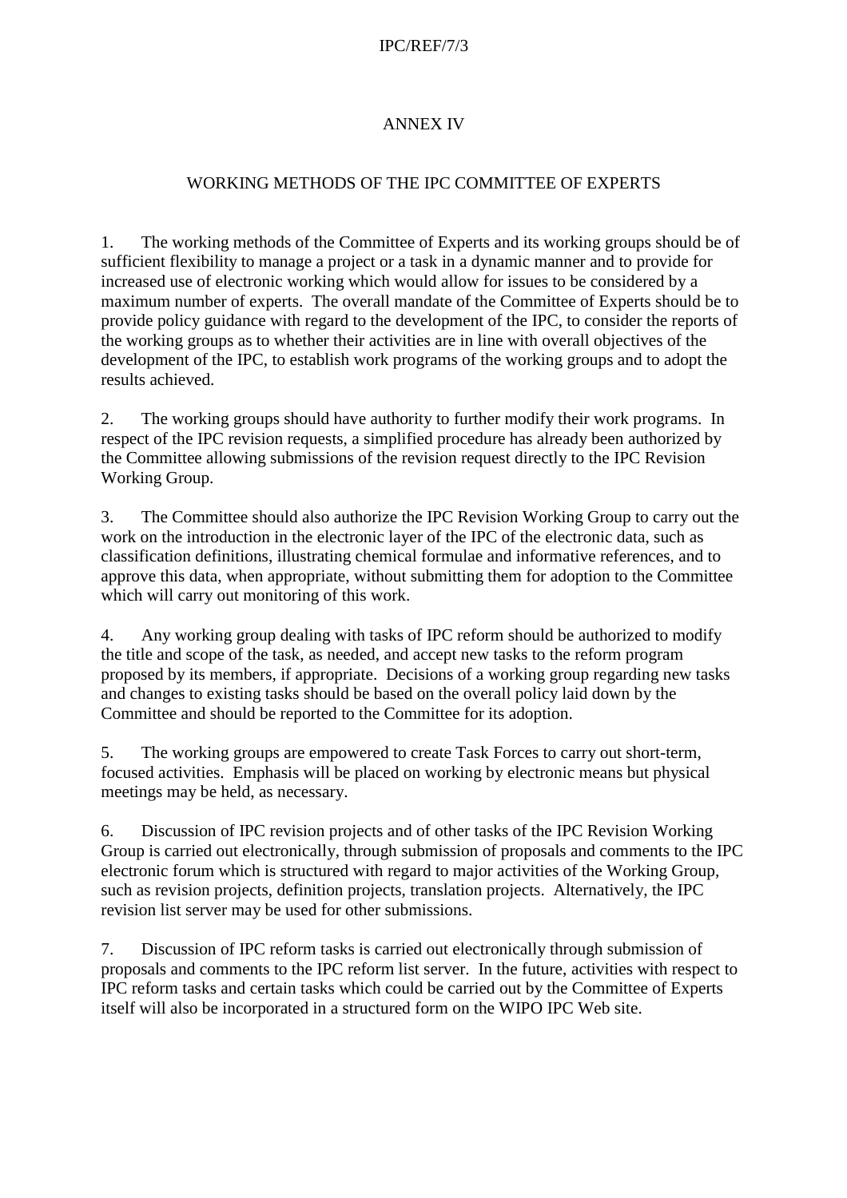# ANNEX IV

## WORKING METHODS OF THE IPC COMMITTEE OF EXPERTS

1. The working methods of the Committee of Experts and its working groups should be of sufficient flexibility to manage a project or a task in a dynamic manner and to provide for increased use of electronic working which would allow for issues to be considered by a maximum number of experts. The overall mandate of the Committee of Experts should be to provide policy guidance with regard to the development of the IPC, to consider the reports of the working groups as to whether their activities are in line with overall objectives of the development of the IPC, to establish work programs of the working groups and to adopt the results achieved.

2. The working groups should have authority to further modify their work programs. In respect of the IPC revision requests, a simplified procedure has already been authorized by the Committee allowing submissions of the revision request directly to the IPC Revision Working Group.

3. The Committee should also authorize the IPC Revision Working Group to carry out the work on the introduction in the electronic layer of the IPC of the electronic data, such as classification definitions, illustrating chemical formulae and informative references, and to approve this data, when appropriate, without submitting them for adoption to the Committee which will carry out monitoring of this work.

4. Any working group dealing with tasks of IPC reform should be authorized to modify the title and scope of the task, as needed, and accept new tasks to the reform program proposed by its members, if appropriate. Decisions of a working group regarding new tasks and changes to existing tasks should be based on the overall policy laid down by the Committee and should be reported to the Committee for its adoption.

5. The working groups are empowered to create Task Forces to carry out short-term, focused activities. Emphasis will be placed on working by electronic means but physical meetings may be held, as necessary.

6. Discussion of IPC revision projects and of other tasks of the IPC Revision Working Group is carried out electronically, through submission of proposals and comments to the IPC electronic forum which is structured with regard to major activities of the Working Group, such as revision projects, definition projects, translation projects. Alternatively, the IPC revision list server may be used for other submissions.

7. Discussion of IPC reform tasks is carried out electronically through submission of proposals and comments to the IPC reform list server. In the future, activities with respect to IPC reform tasks and certain tasks which could be carried out by the Committee of Experts itself will also be incorporated in a structured form on the WIPO IPC Web site.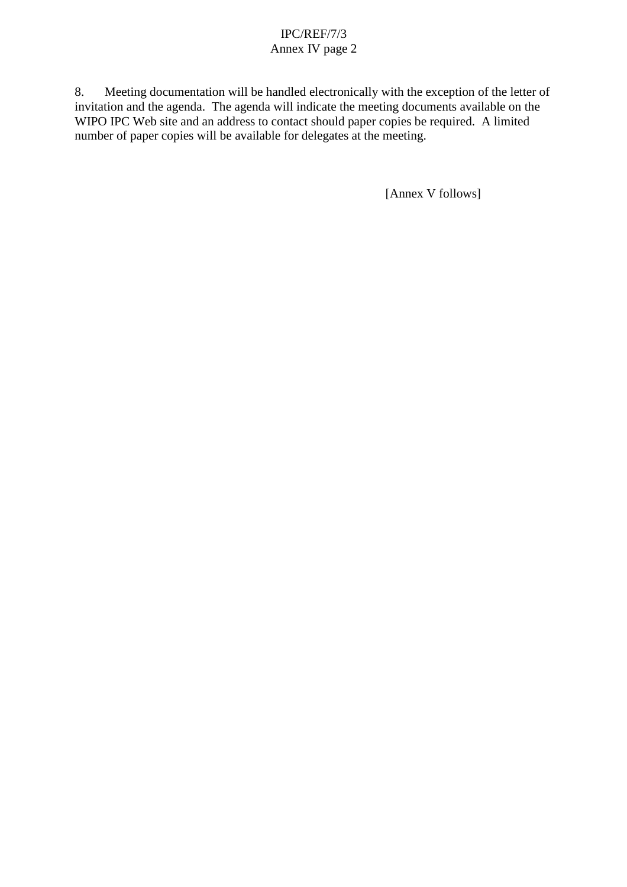8. Meeting documentation will be handled electronically with the exception of the letter of invitation and the agenda. The agenda will indicate the meeting documents available on the WIPO IPC Web site and an address to contact should paper copies be required. A limited number of paper copies will be available for delegates at the meeting.

[Annex V follows]